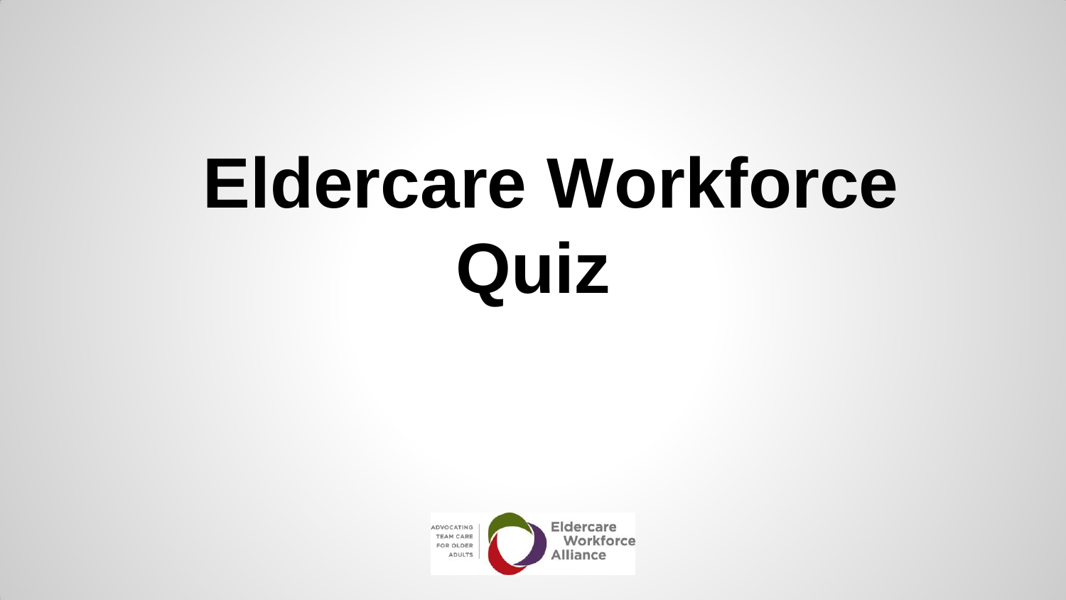# Eldercare Workforce Quiz

ADVOCATING TEAM CARE FOR OLDER ADULTS

Eldercare Workforce Alliance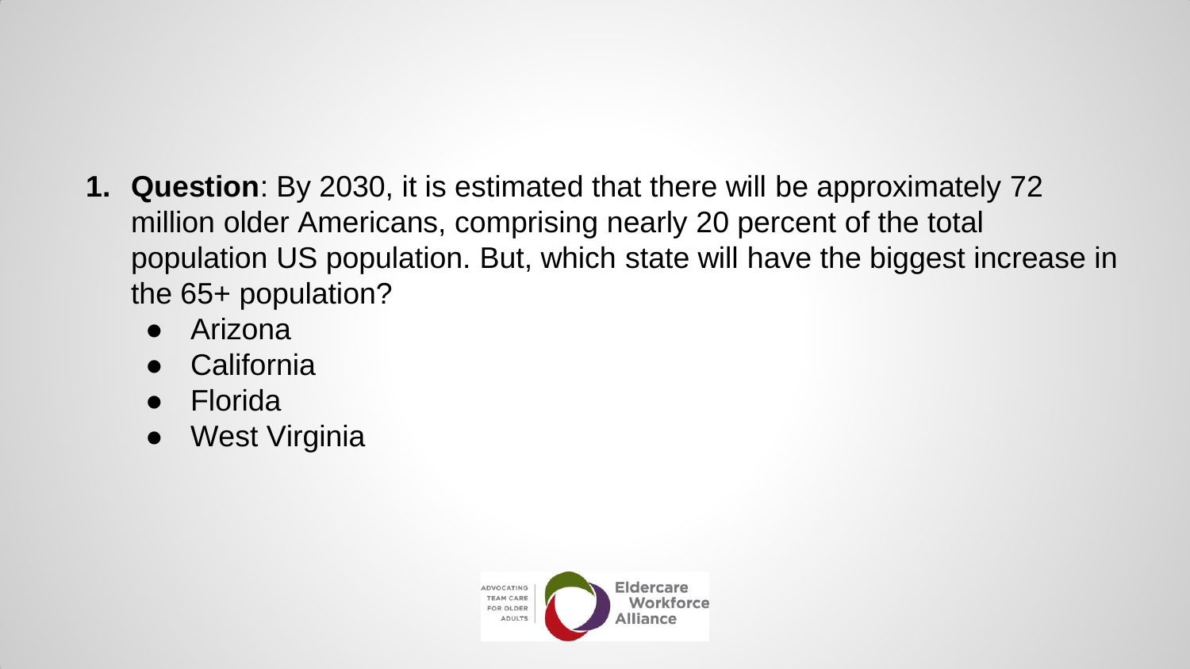1. **Question**: By 2030, it is estimated that there will be approximately 72 million older Americans, comprising nearly 20 percent of the total population US population. But, which state will have the biggest increase in the 65+ population?
    - Arizona
    - California
    - Florida
    - West Virginia

ADVOCATING TEAM CARE FOR OLDER ADULTS | Eldercare Workforce Alliance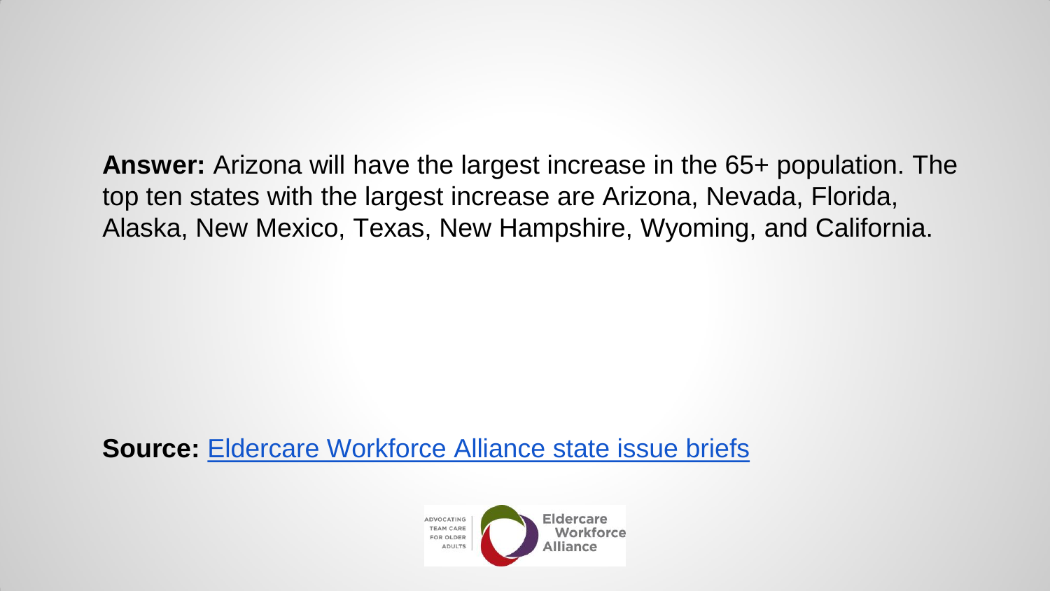**Answer:** Arizona will have the largest increase in the 65+ population. The top ten states with the largest increase are Arizona, Nevada, Florida, Alaska, New Mexico, Texas, New Hampshire, Wyoming, and California.

**Source:** Eldercare Workforce Alliance state issue briefs

ADVOCATING TEAM CARE FOR OLDER ADULTS

Eldercare Workforce Alliance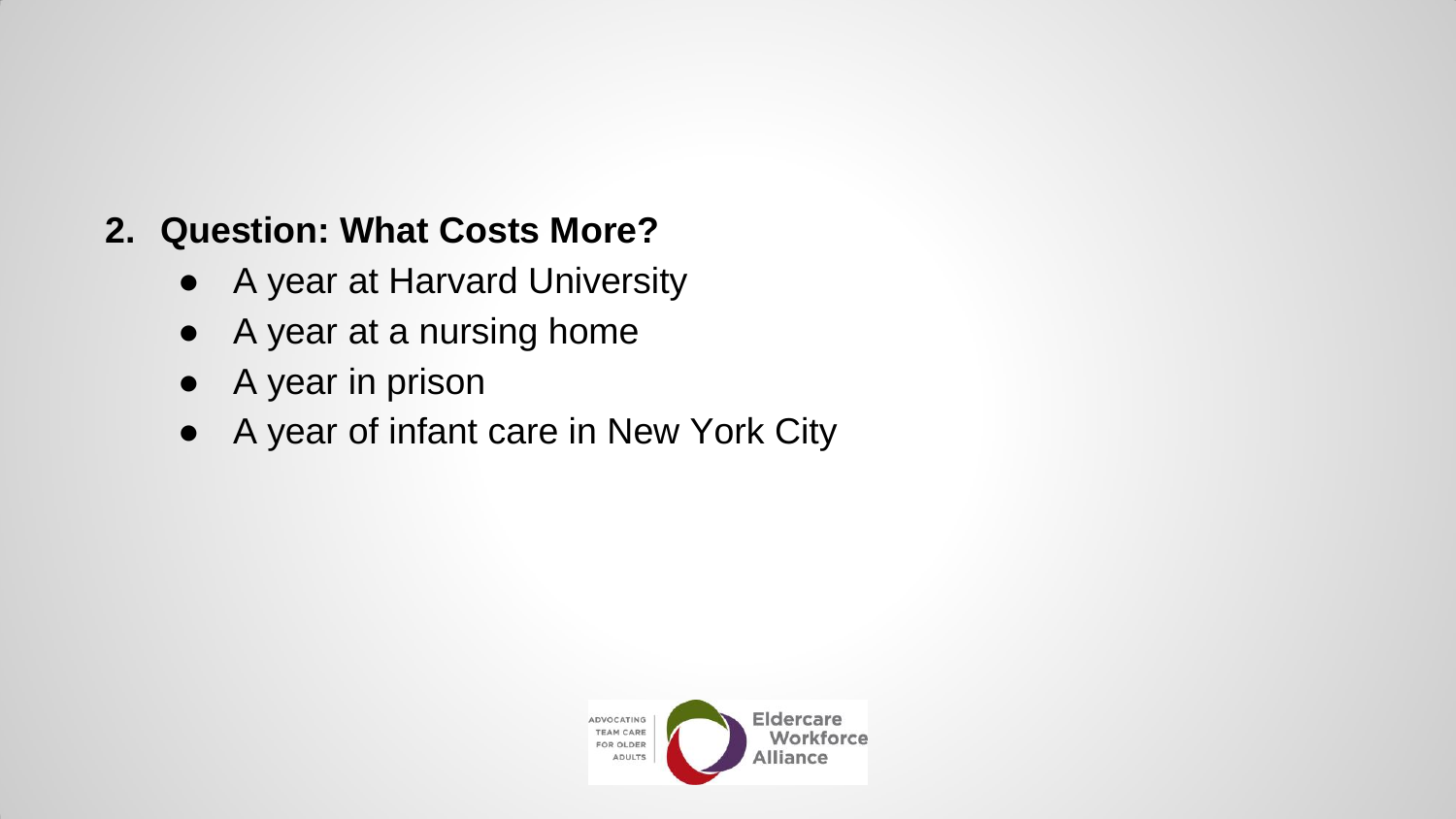2. **Question: What Costs More?**
   - A year at Harvard University
   - A year at a nursing home
   - A year in prison
   - A year of infant care in New York City

ADVOCATING TEAM CARE FOR OLDER ADULTS

Eldercare Workforce Alliance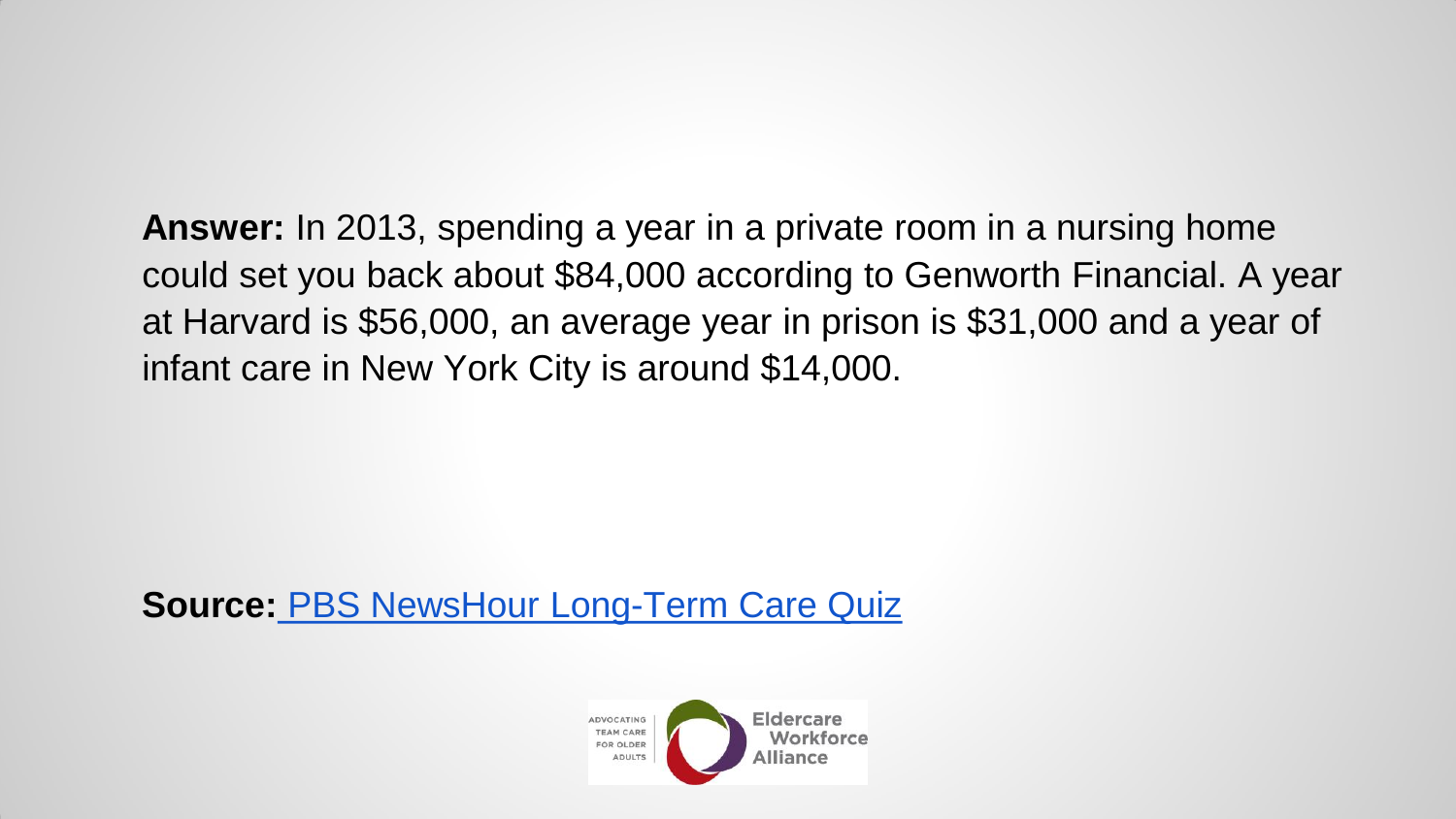**Answer:** In 2013, spending a year in a private room in a nursing home could set you back about $84,000 according to Genworth Financial. A year at Harvard is $56,000, an average year in prison is $31,000 and a year of infant care in New York City is around $14,000.

**Source:** PBS NewsHour Long-Term Care Quiz

ADVOCATING TEAM CARE FOR OLDER ADULTS | Eldercare Workforce Alliance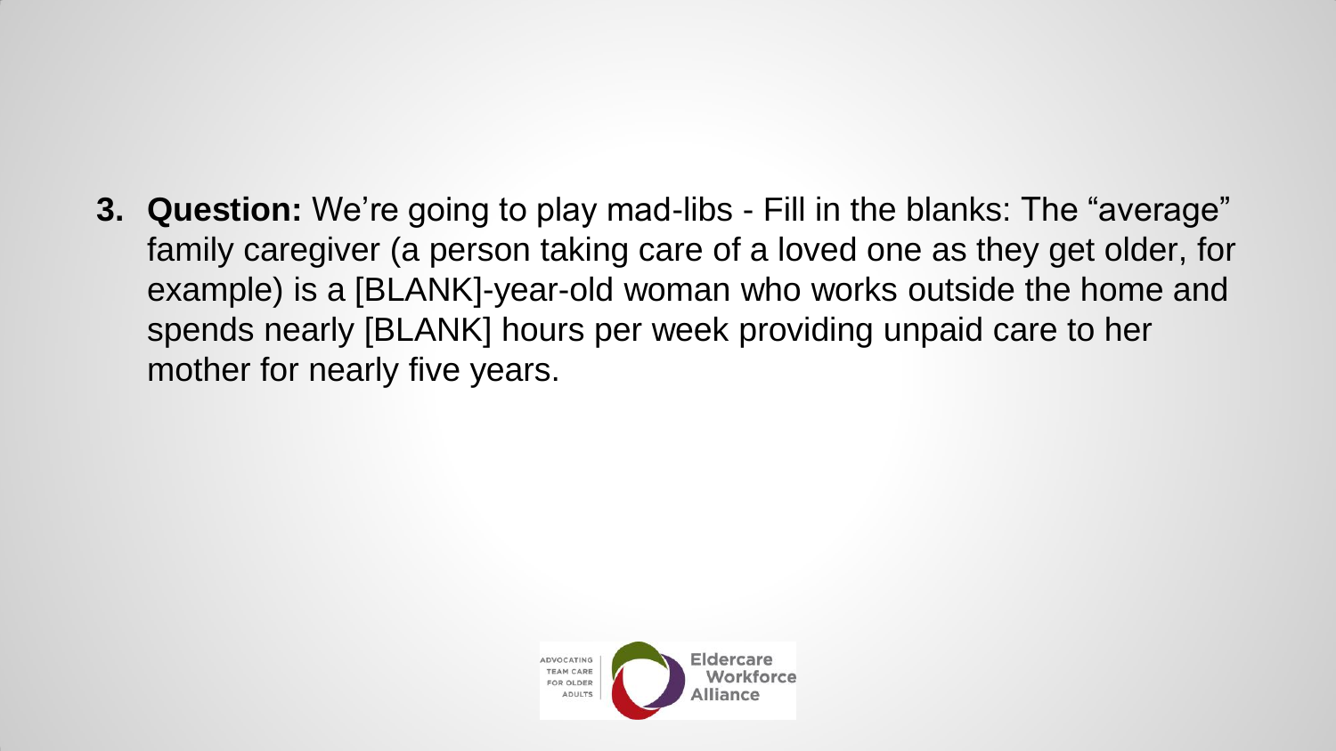3. **Question:** We’re going to play mad-libs - Fill in the blanks: The “average” family caregiver (a person taking care of a loved one as they get older, for example) is a [BLANK]-year-old woman who works outside the home and spends nearly [BLANK] hours per week providing unpaid care to her mother for nearly five years.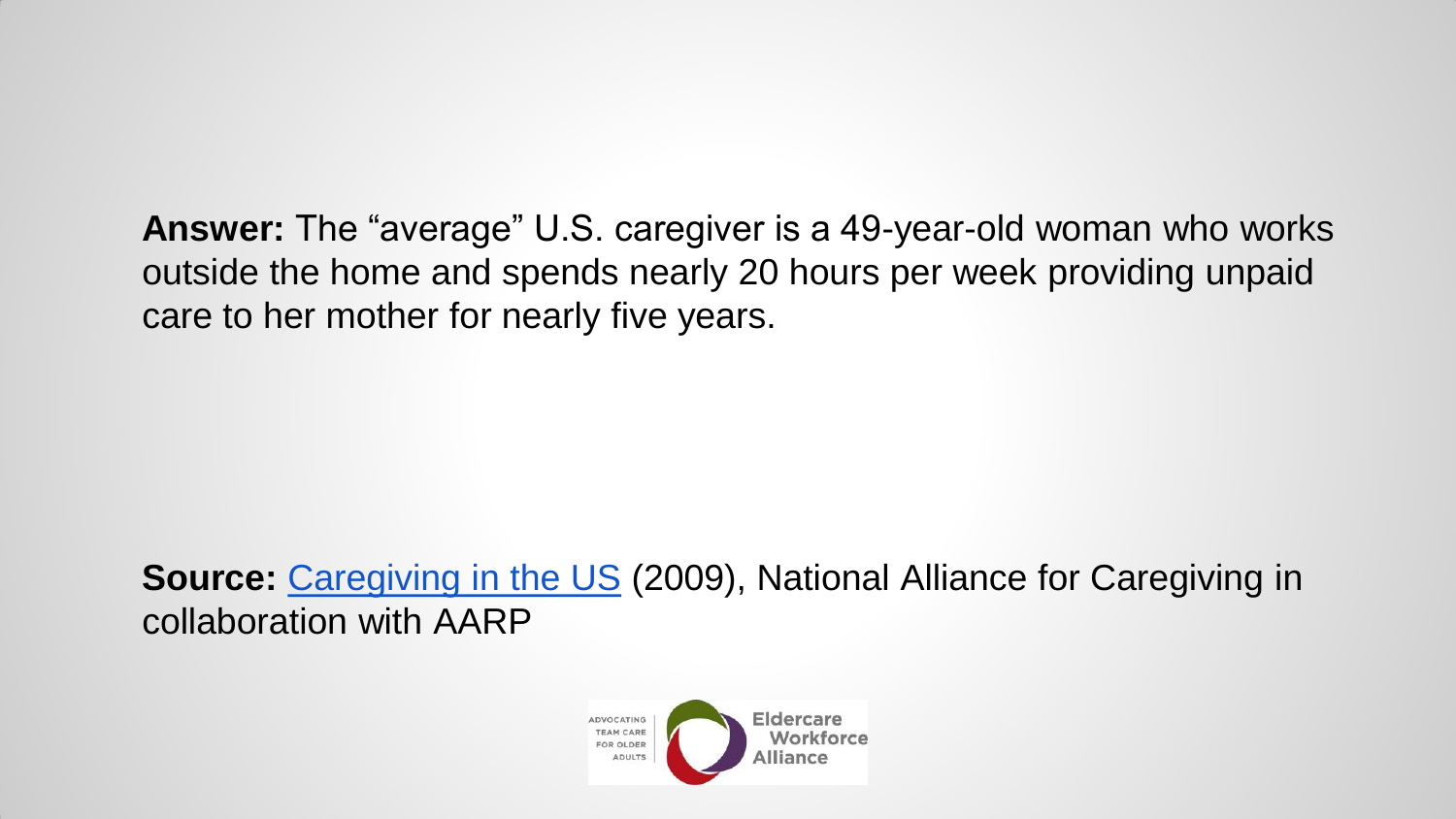**Answer:** The "average" U.S. caregiver is a 49-year-old woman who works outside the home and spends nearly 20 hours per week providing unpaid care to her mother for nearly five years.

**Source:** Caregiving in the US (2009), National Alliance for Caregiving in collaboration with AARP

ADVOCATING TEAM CARE FOR OLDER ADULTS | Eldercare Workforce Alliance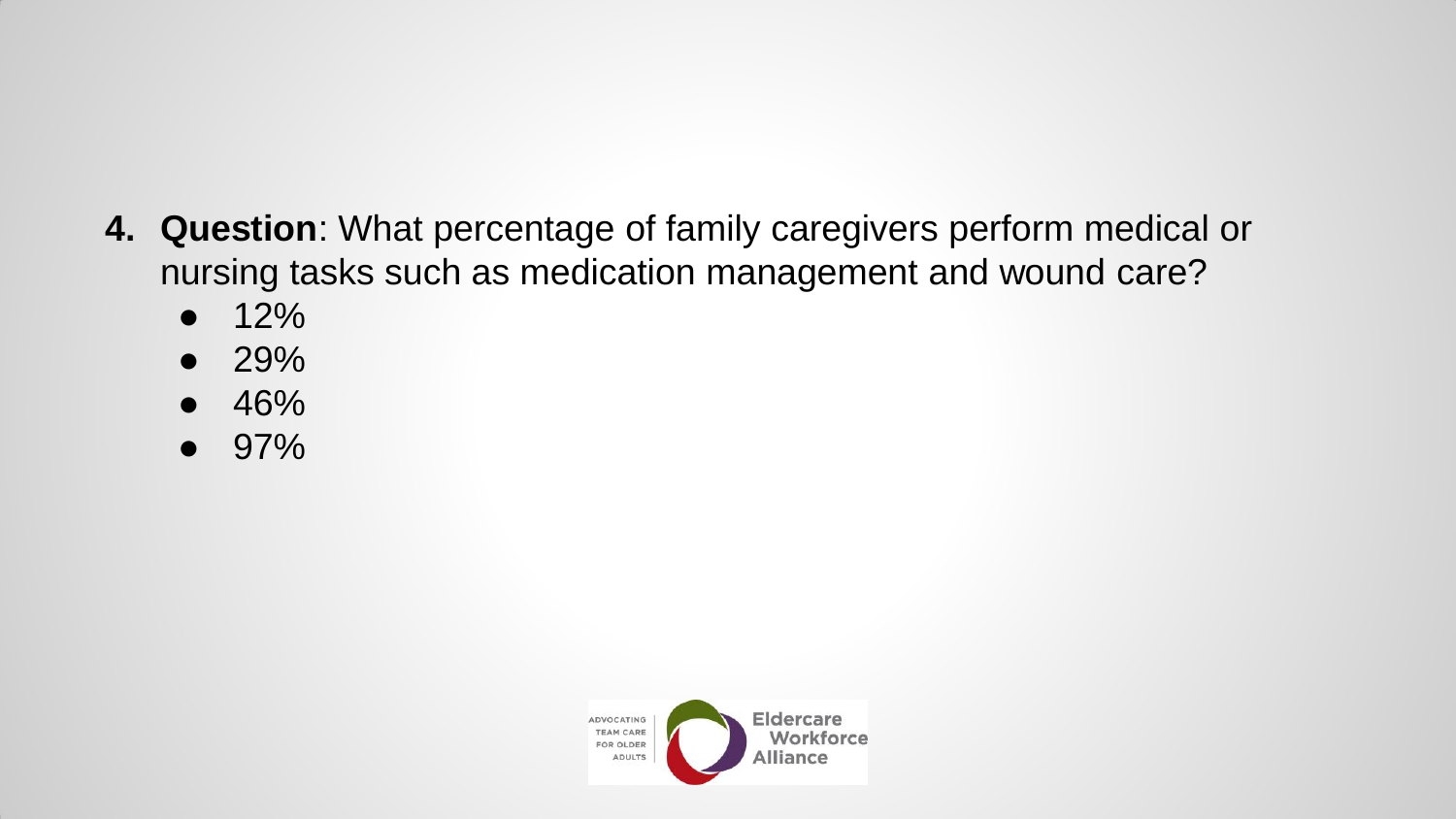4. **Question**: What percentage of family caregivers perform medical or nursing tasks such as medication management and wound care?
    - 12%
    - 29%
    - 46%
    - 97%

ADVOCATING TEAM CARE FOR OLDER ADULTS

Eldercare Workforce Alliance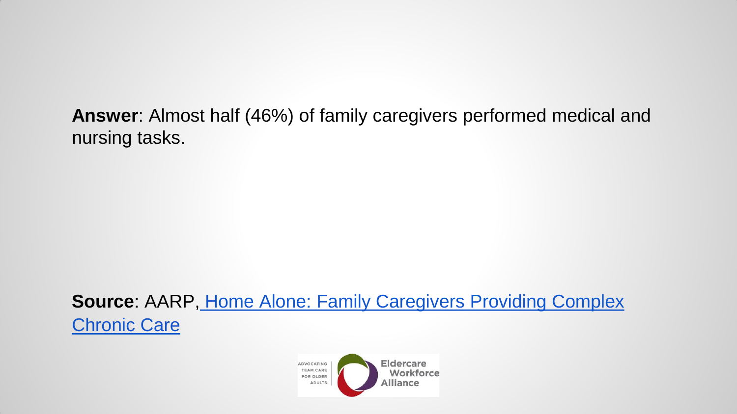**Answer**: Almost half (46%) of family caregivers performed medical and nursing tasks.

**Source**: AARP, [Home Alone: Family Caregivers Providing Complex Chronic Care]

ADVOCATING TEAM CARE FOR OLDER ADULTS

Eldercare Workforce Alliance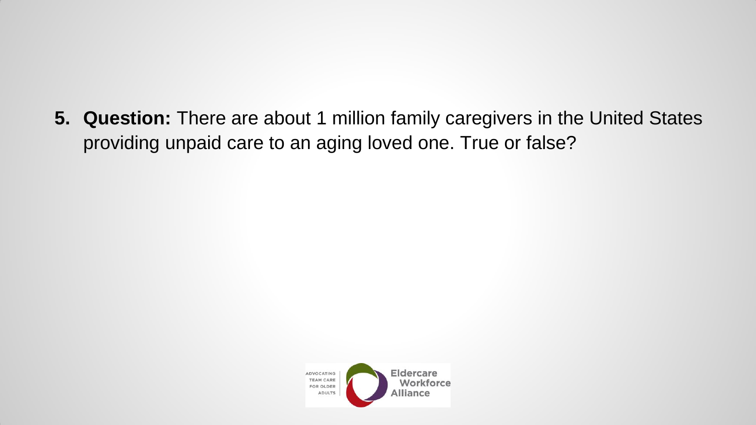5. **Question:** There are about 1 million family caregivers in the United States providing unpaid care to an aging loved one. True or false?

ADVOCATING TEAM CARE FOR OLDER ADULTS | Eldercare Workforce Alliance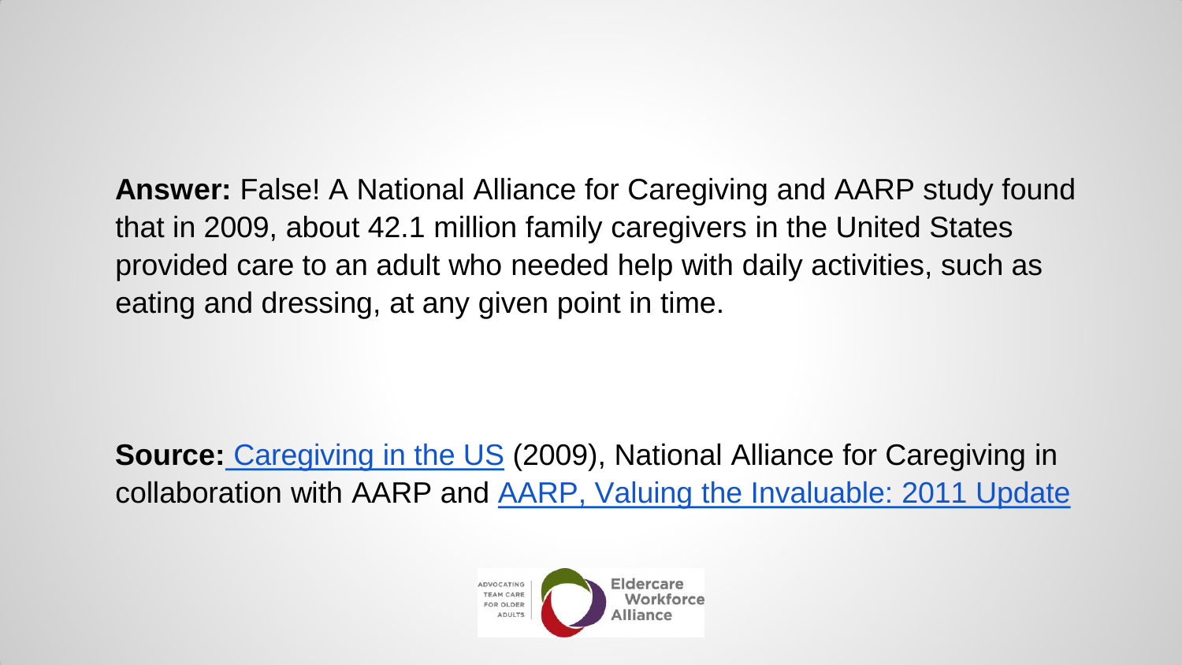**Answer:** False! A National Alliance for Caregiving and AARP study found that in 2009, about 42.1 million family caregivers in the United States provided care to an adult who needed help with daily activities, such as eating and dressing, at any given point in time.

**Source:** Caregiving in the US (2009), National Alliance for Caregiving in collaboration with AARP and AARP, Valuing the Invaluable: 2011 Update

ADVOCATING TEAM CARE FOR OLDER ADULTS | Eldercare Workforce Alliance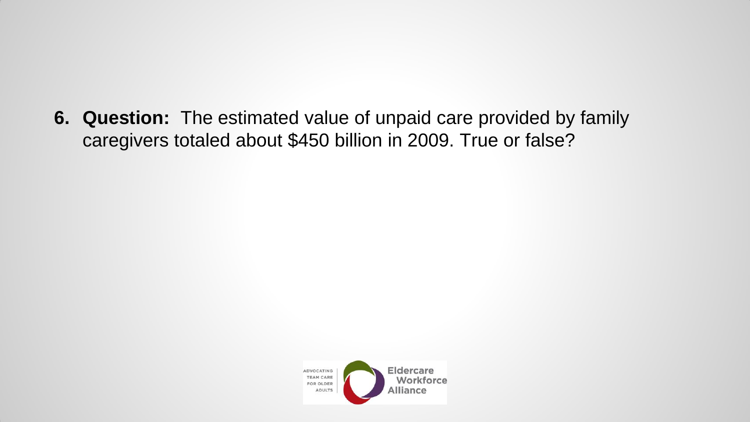6. **Question:** The estimated value of unpaid care provided by family caregivers totaled about $450 billion in 2009. True or false?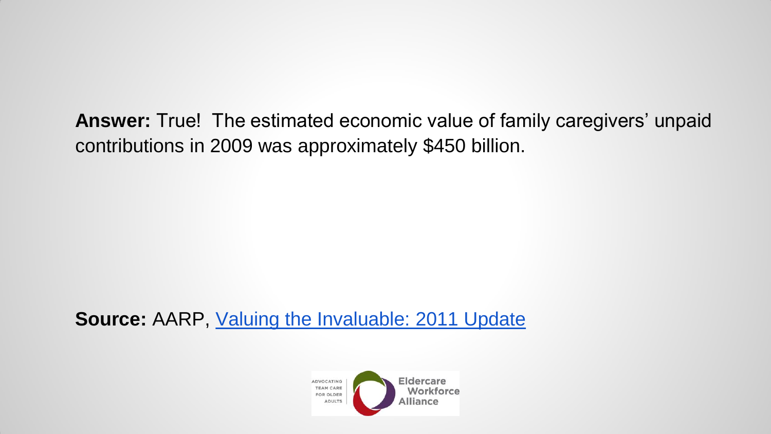**Answer:** True! The estimated economic value of family caregivers' unpaid contributions in 2009 was approximately $450 billion.

**Source:** AARP, Valuing the Invaluable: 2011 Update

ADVOCATING TEAM CARE FOR OLDER ADULTS

Eldercare Workforce Alliance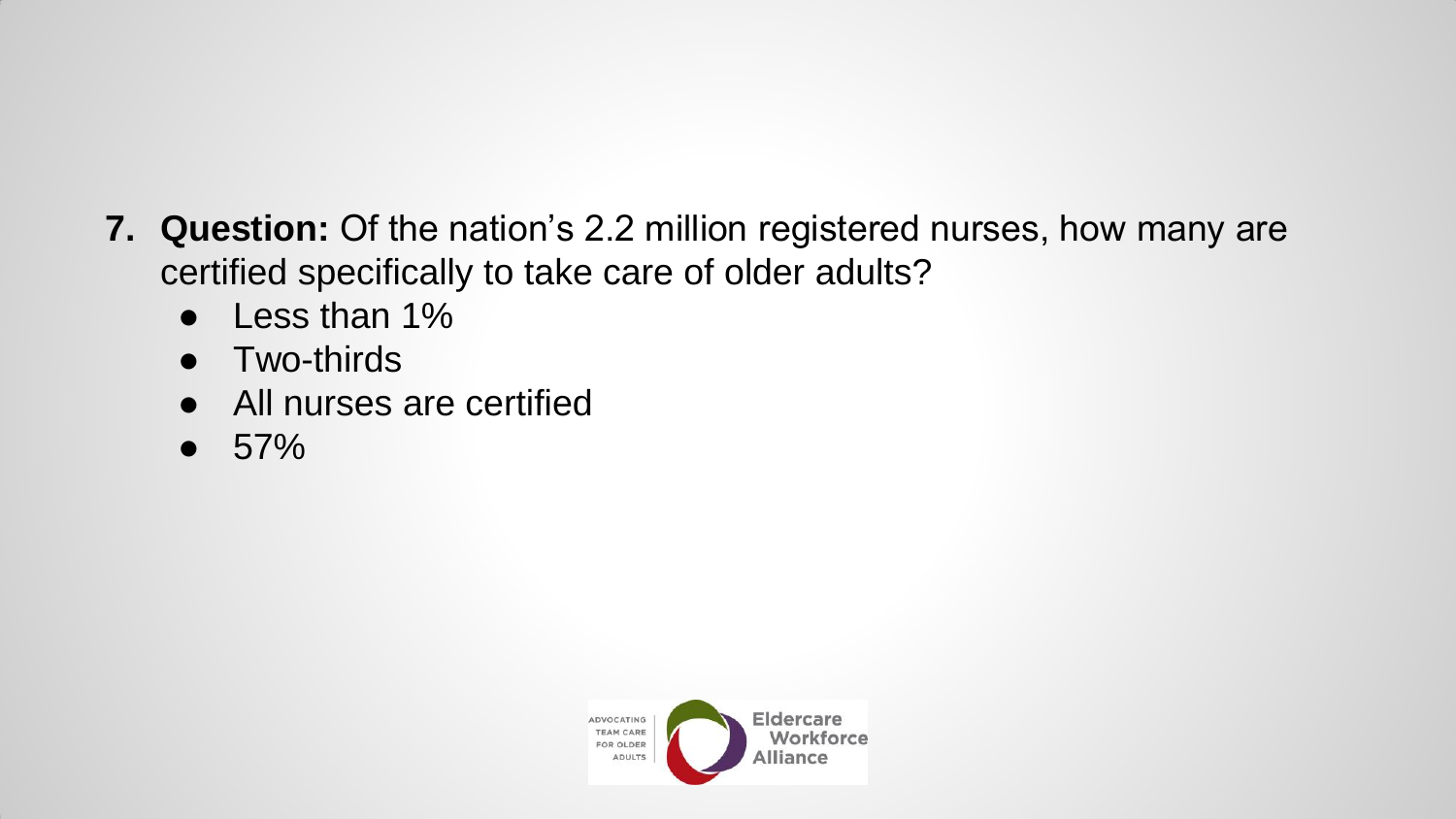7. **Question:** Of the nation's 2.2 million registered nurses, how many are certified specifically to take care of older adults?
    - Less than 1%
    - Two-thirds
    - All nurses are certified
    - 57%

ADVOCATING TEAM CARE FOR OLDER ADULTS | Eldercare Workforce Alliance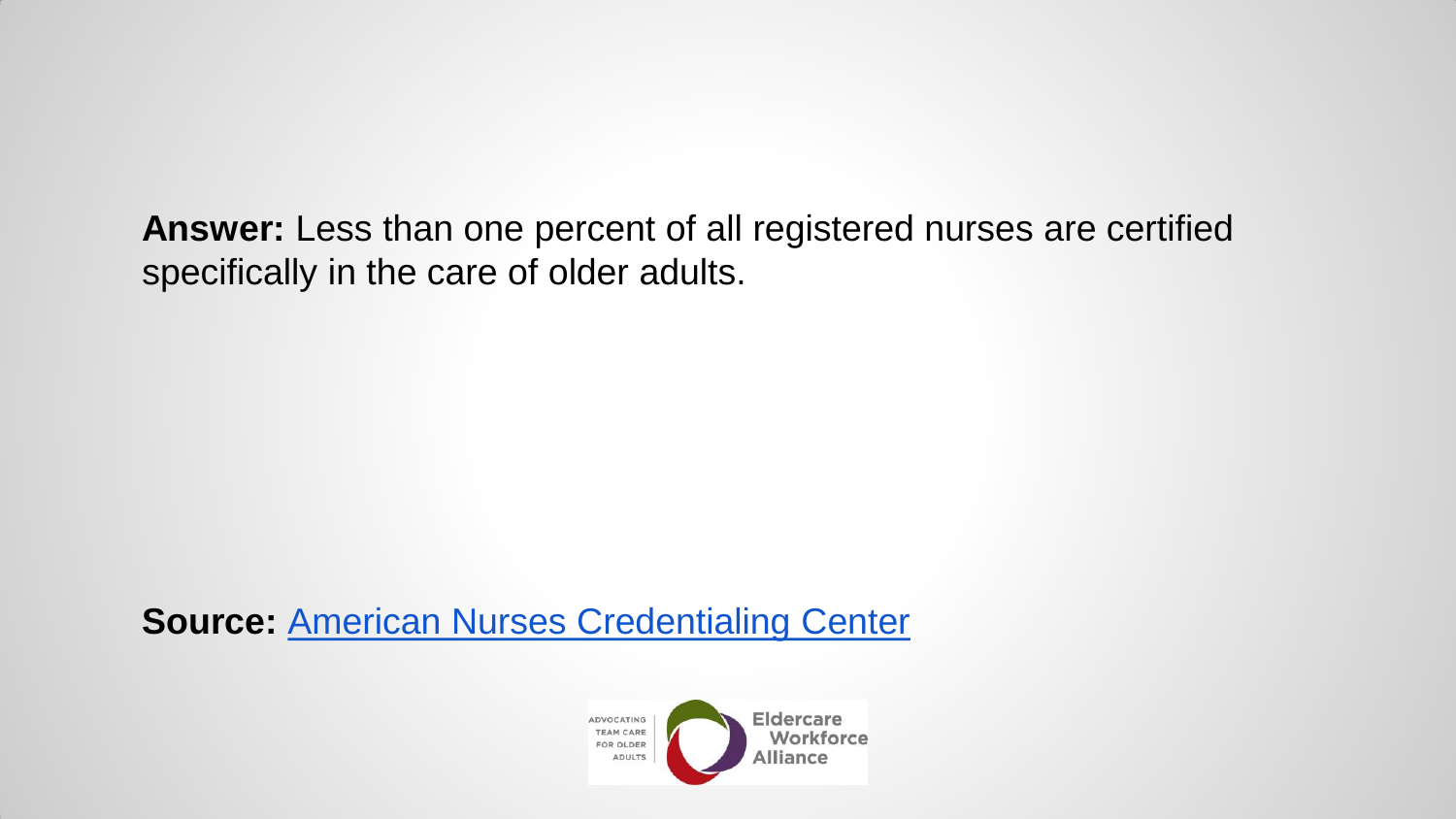**Answer:** Less than one percent of all registered nurses are certified specifically in the care of older adults.

**Source:** American Nurses Credentialing Center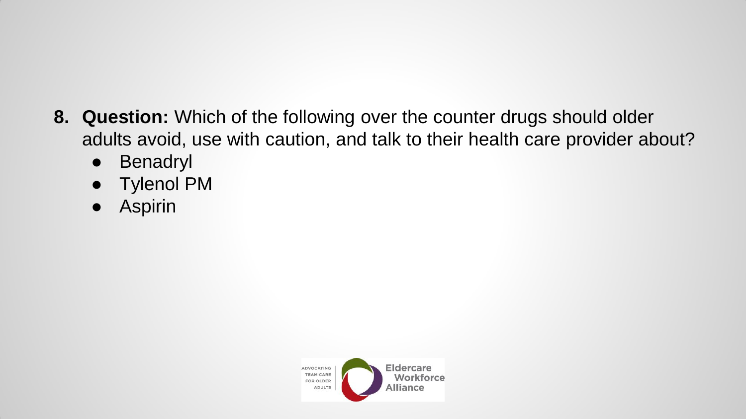8. **Question:** Which of the following over the counter drugs should older adults avoid, use with caution, and talk to their health care provider about?
   - Benadryl
   - Tylenol PM
   - Aspirin

ADVOCATING TEAM CARE FOR OLDER ADULTS | Eldercare Workforce Alliance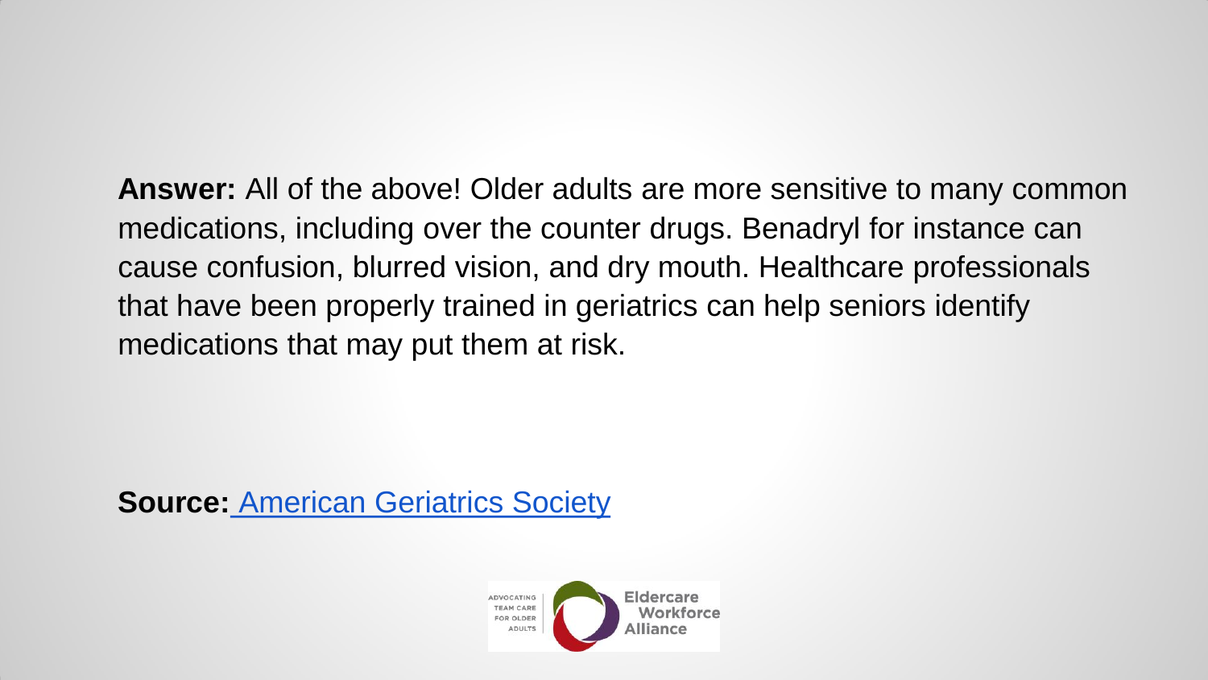**Answer:** All of the above! Older adults are more sensitive to many common medications, including over the counter drugs. Benadryl for instance can cause confusion, blurred vision, and dry mouth. Healthcare professionals that have been properly trained in geriatrics can help seniors identify medications that may put them at risk.

**Source:** American Geriatrics Society

ADVOCATING TEAM CARE FOR OLDER ADULTS

Eldercare Workforce Alliance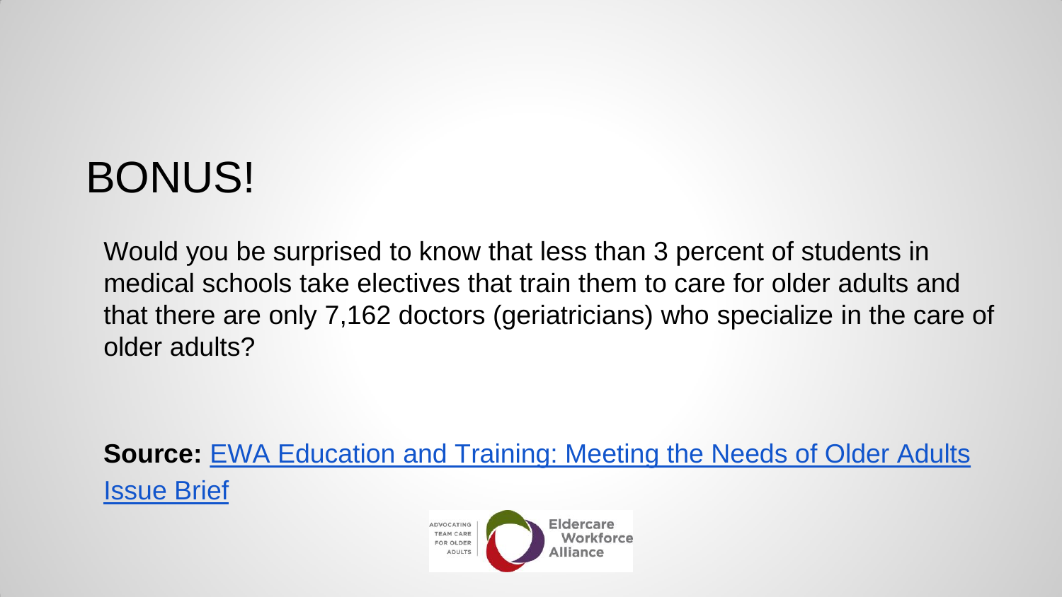# BONUS!

Would you be surprised to know that less than 3 percent of students in medical schools take electives that train them to care for older adults and that there are only 7,162 doctors (geriatricians) who specialize in the care of older adults?

**Source:** EWA Education and Training: Meeting the Needs of Older Adults Issue Brief

ADVOCATING TEAM CARE FOR OLDER ADULTS | Eldercare Workforce Alliance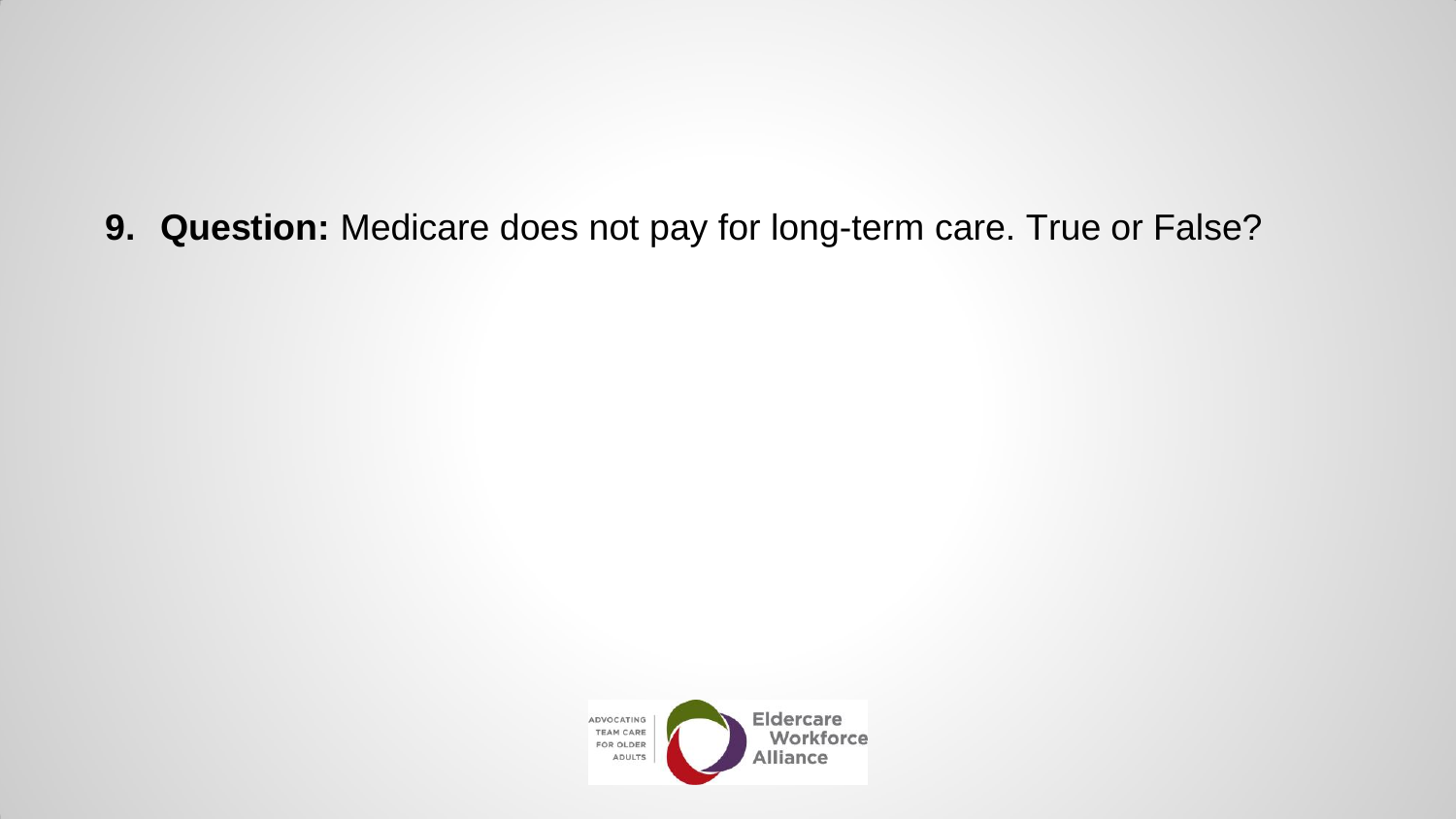9. **Question:** Medicare does not pay for long-term care. True or False?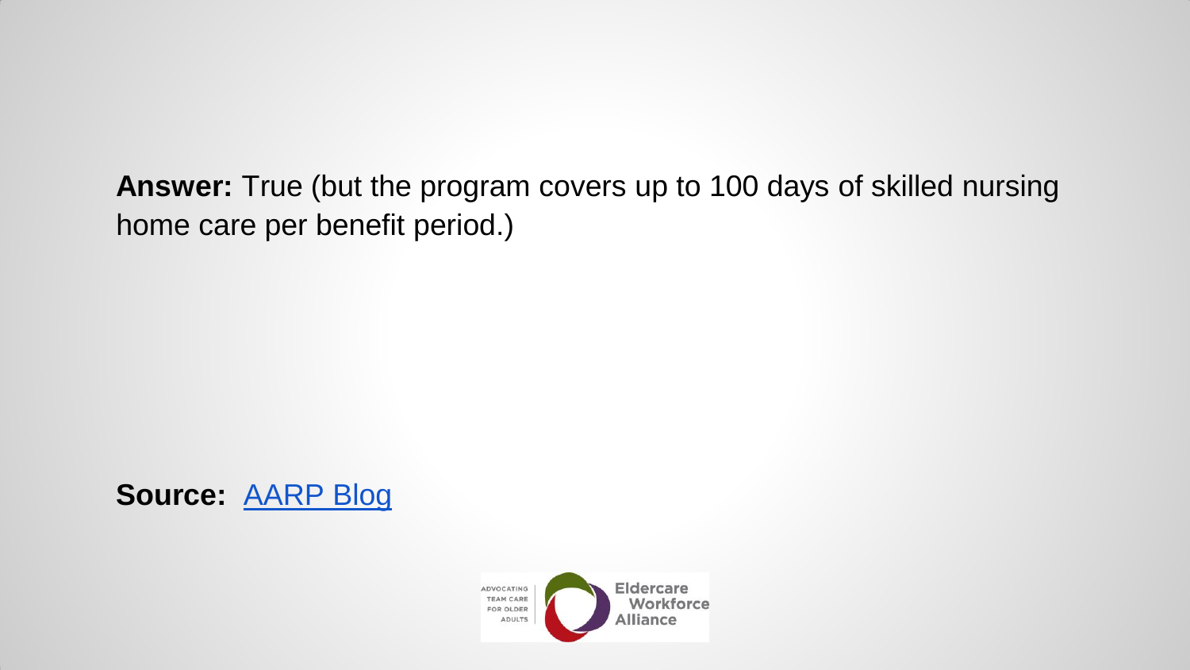**Answer:** True (but the program covers up to 100 days of skilled nursing home care per benefit period.)

**Source:** [AARP Blog]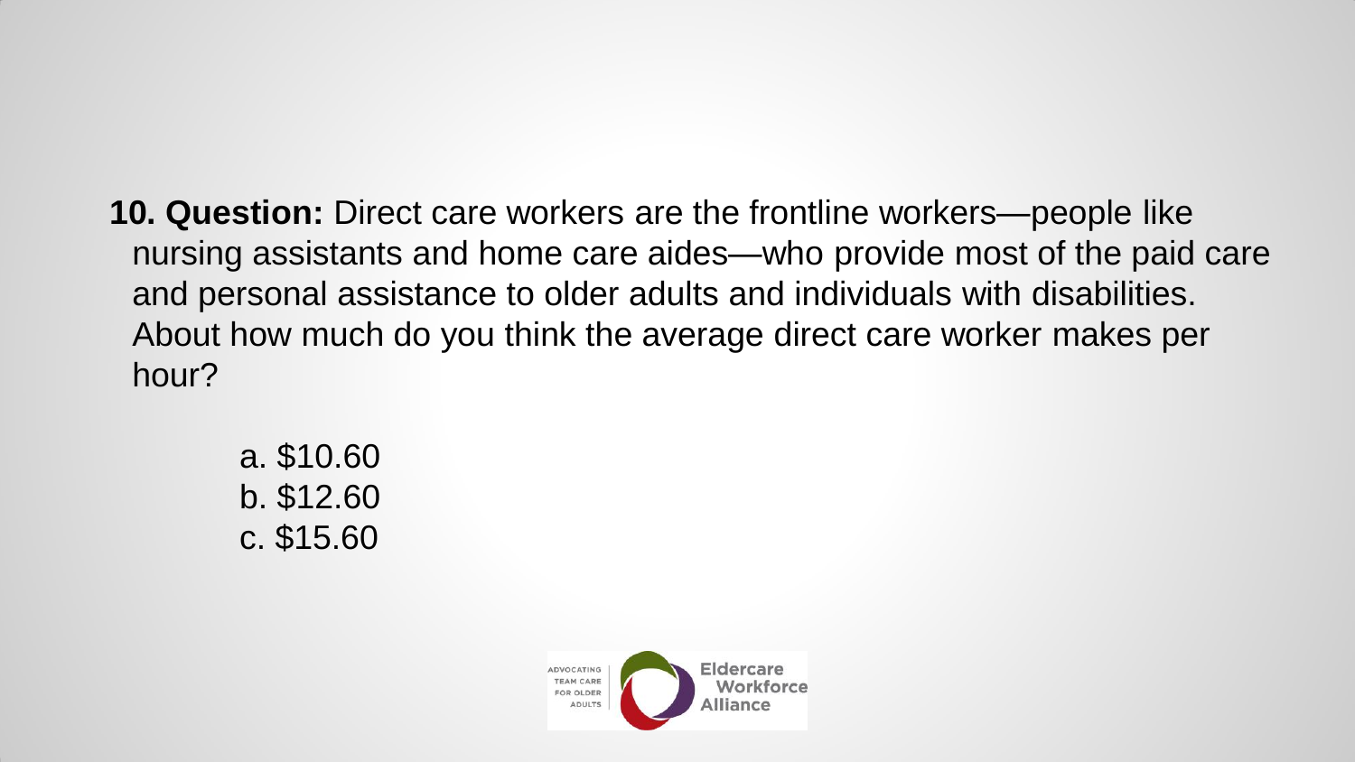**10. Question:** Direct care workers are the frontline workers—people like nursing assistants and home care aides—who provide most of the paid care and personal assistance to older adults and individuals with disabilities. About how much do you think the average direct care worker makes per hour?

a. $10.60
b. $12.60
c. $15.60

ADVOCATING TEAM CARE FOR OLDER ADULTS | Eldercare Workforce Alliance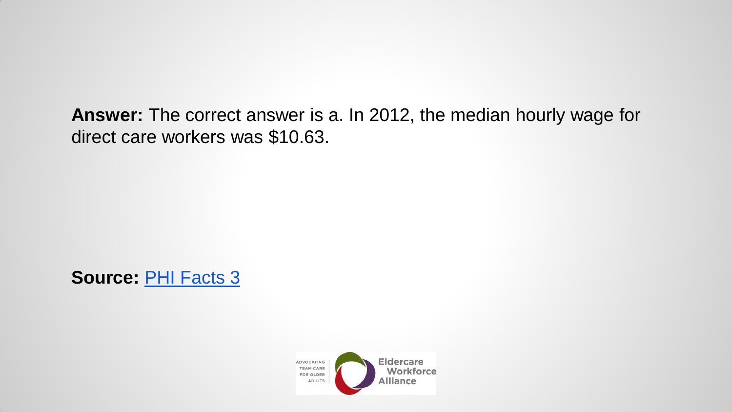**Answer:** The correct answer is a. In 2012, the median hourly wage for direct care workers was $10.63.

**Source:** PHI Facts 3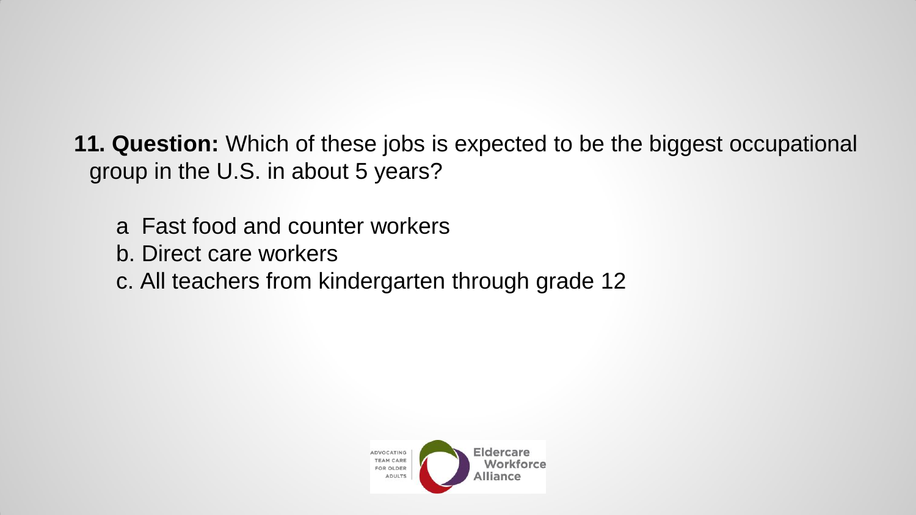**11. Question:** Which of these jobs is expected to be the biggest occupational group in the U.S. in about 5 years?

a  Fast food and counter workers
b. Direct care workers
c. All teachers from kindergarten through grade 12

ADVOCATING TEAM CARE FOR OLDER ADULTS

Eldercare Workforce Alliance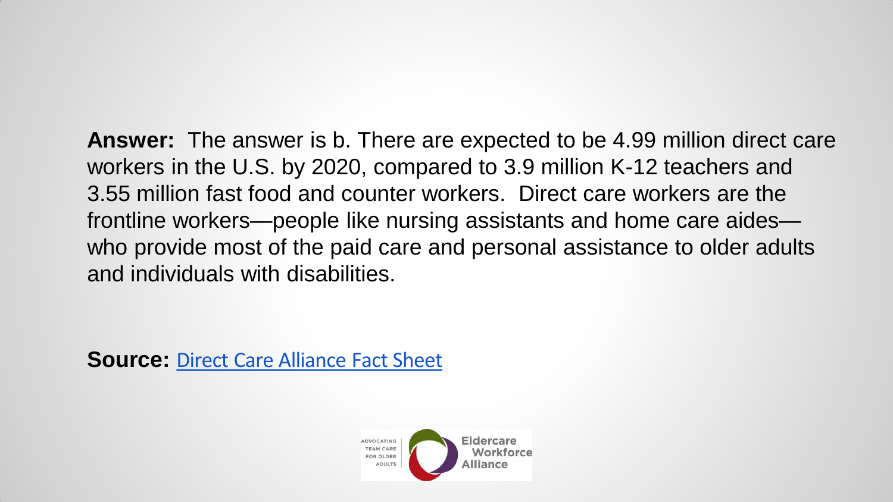**Answer:** The answer is b. There are expected to be 4.99 million direct care workers in the U.S. by 2020, compared to 3.9 million K-12 teachers and 3.55 million fast food and counter workers. Direct care workers are the frontline workers—people like nursing assistants and home care aides—who provide most of the paid care and personal assistance to older adults and individuals with disabilities.

**Source:** Direct Care Alliance Fact Sheet

ADVOCATING TEAM CARE FOR OLDER ADULTS | Eldercare Workforce Alliance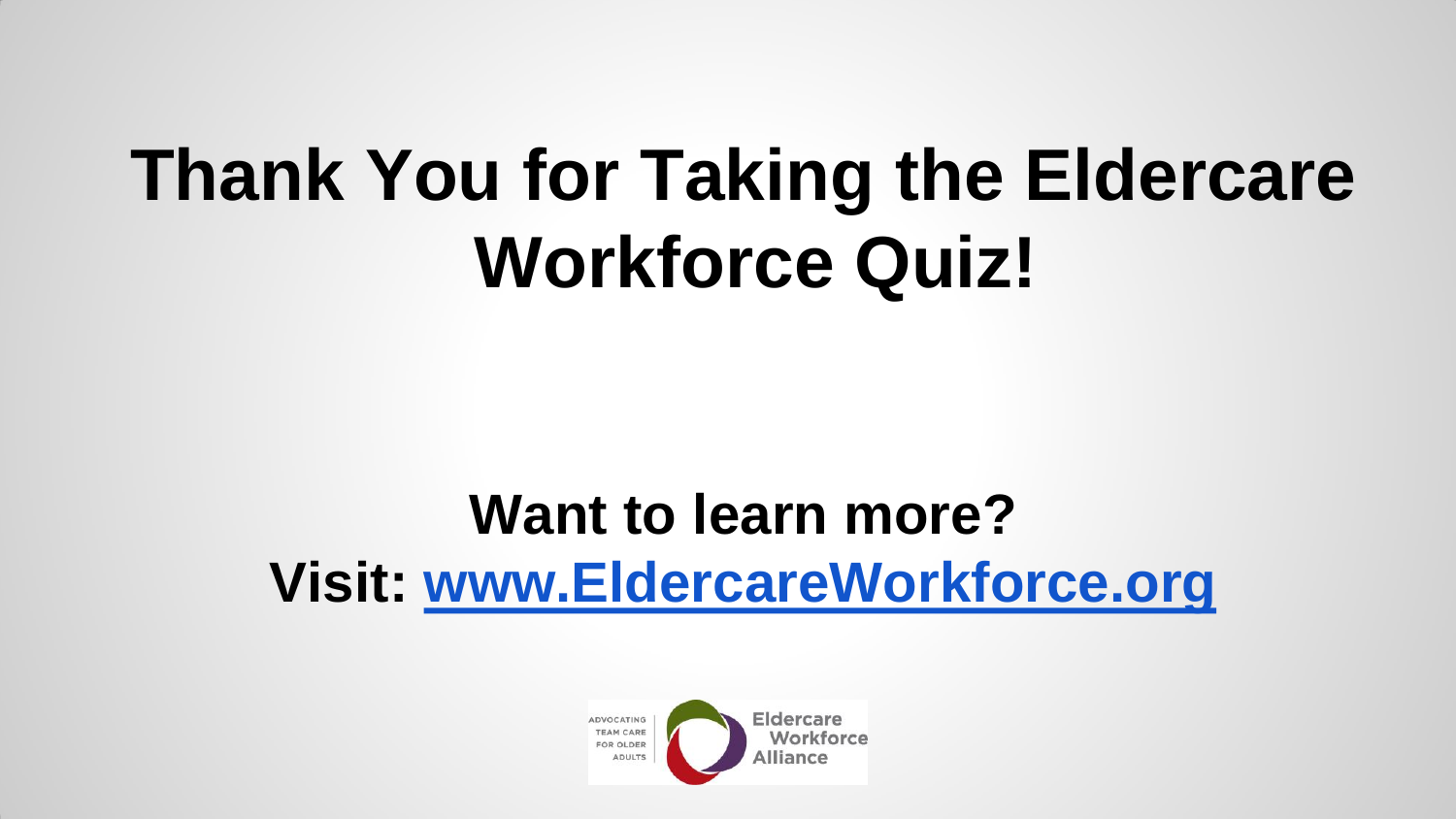# Thank You for Taking the Eldercare Workforce Quiz!

**Want to learn more?**
**Visit: www.EldercareWorkforce.org**

ADVOCATING TEAM CARE FOR OLDER ADULTS

Eldercare Workforce Alliance